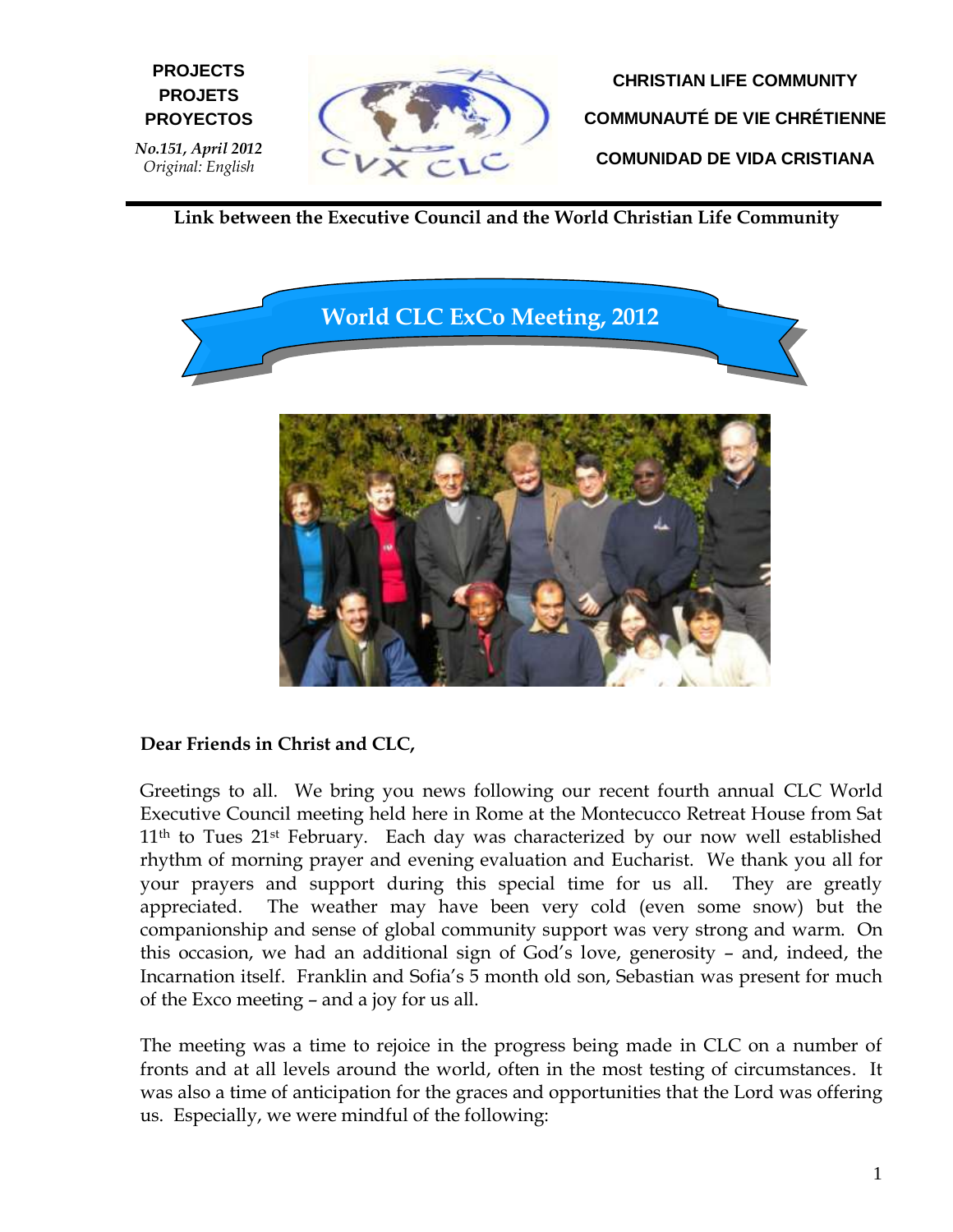**PROJECTS**
**PROJETS**
**PROYECTOS**

*No.151, April 2012*
*Original: English*

**CHRISTIAN LIFE COMMUNITY**

**COMMUNAUTÉ DE VIE CHRÉTIENNE**

**COMUNIDAD DE VIDA CRISTIANA**

**Link between the Executive Council and the World Christian Life Community**

# World CLC ExCo Meeting, 2012

**Dear Friends in Christ and CLC,**

Greetings to all. We bring you news following our recent fourth annual CLC World Executive Council meeting held here in Rome at the Montecucco Retreat House from Sat 11th to Tues 21st February. Each day was characterized by our now well established rhythm of morning prayer and evening evaluation and Eucharist. We thank you all for your prayers and support during this special time for us all. They are greatly appreciated. The weather may have been very cold (even some snow) but the companionship and sense of global community support was very strong and warm. On this occasion, we had an additional sign of God's love, generosity – and, indeed, the Incarnation itself. Franklin and Sofia's 5 month old son, Sebastian was present for much of the Exco meeting – and a joy for us all.

The meeting was a time to rejoice in the progress being made in CLC on a number of fronts and at all levels around the world, often in the most testing of circumstances. It was also a time of anticipation for the graces and opportunities that the Lord was offering us. Especially, we were mindful of the following: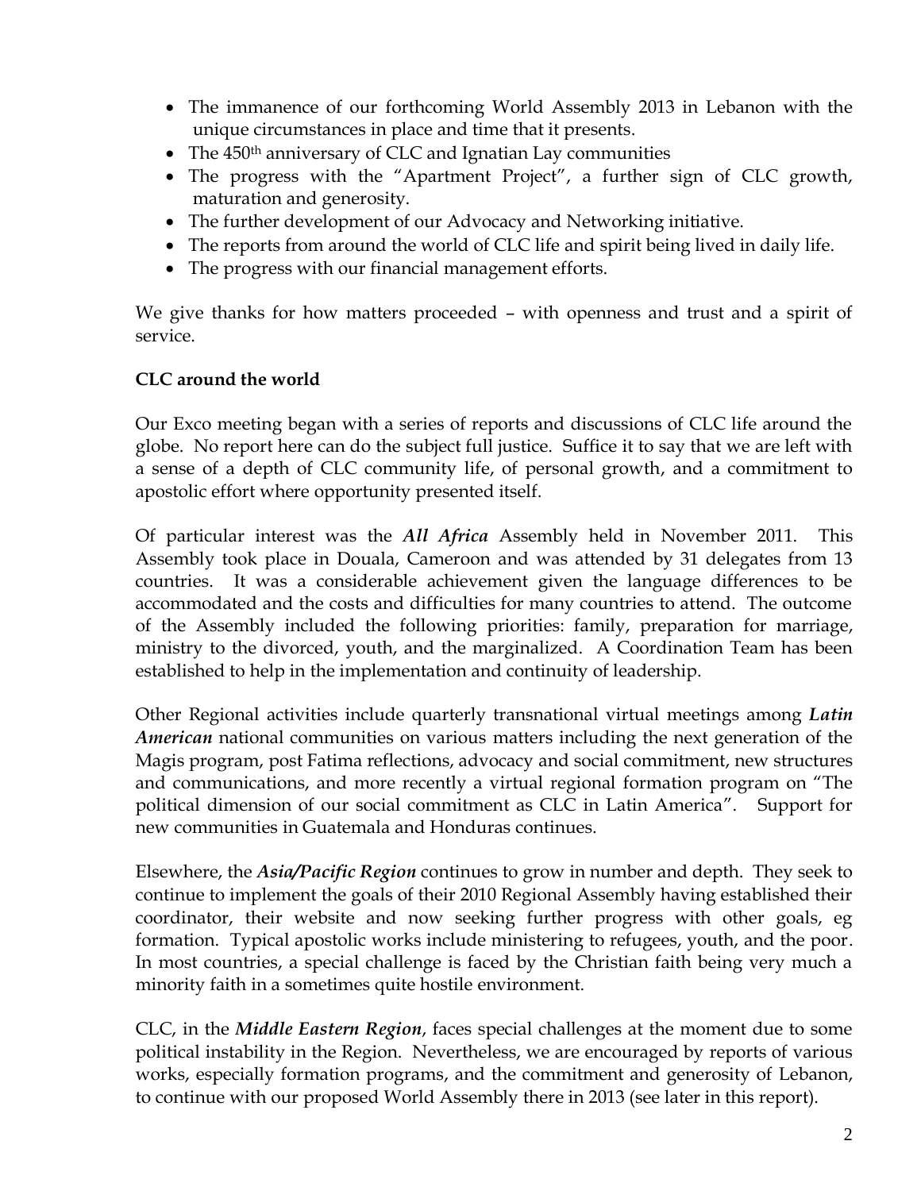- The immanence of our forthcoming World Assembly 2013 in Lebanon with the unique circumstances in place and time that it presents.
- The 450th anniversary of CLC and Ignatian Lay communities
- The progress with the "Apartment Project", a further sign of CLC growth, maturation and generosity.
- The further development of our Advocacy and Networking initiative.
- The reports from around the world of CLC life and spirit being lived in daily life.
- The progress with our financial management efforts.

We give thanks for how matters proceeded – with openness and trust and a spirit of service.

**CLC around the world**

Our Exco meeting began with a series of reports and discussions of CLC life around the globe. No report here can do the subject full justice. Suffice it to say that we are left with a sense of a depth of CLC community life, of personal growth, and a commitment to apostolic effort where opportunity presented itself.

Of particular interest was the ***All Africa*** Assembly held in November 2011. This Assembly took place in Douala, Cameroon and was attended by 31 delegates from 13 countries. It was a considerable achievement given the language differences to be accommodated and the costs and difficulties for many countries to attend. The outcome of the Assembly included the following priorities: family, preparation for marriage, ministry to the divorced, youth, and the marginalized. A Coordination Team has been established to help in the implementation and continuity of leadership.

Other Regional activities include quarterly transnational virtual meetings among ***Latin American*** national communities on various matters including the next generation of the Magis program, post Fatima reflections, advocacy and social commitment, new structures and communications, and more recently a virtual regional formation program on "The political dimension of our social commitment as CLC in Latin America". Support for new communities in Guatemala and Honduras continues.

Elsewhere, the ***Asia/Pacific Region*** continues to grow in number and depth. They seek to continue to implement the goals of their 2010 Regional Assembly having established their coordinator, their website and now seeking further progress with other goals, eg formation. Typical apostolic works include ministering to refugees, youth, and the poor. In most countries, a special challenge is faced by the Christian faith being very much a minority faith in a sometimes quite hostile environment.

CLC, in the ***Middle Eastern Region***, faces special challenges at the moment due to some political instability in the Region. Nevertheless, we are encouraged by reports of various works, especially formation programs, and the commitment and generosity of Lebanon, to continue with our proposed World Assembly there in 2013 (see later in this report).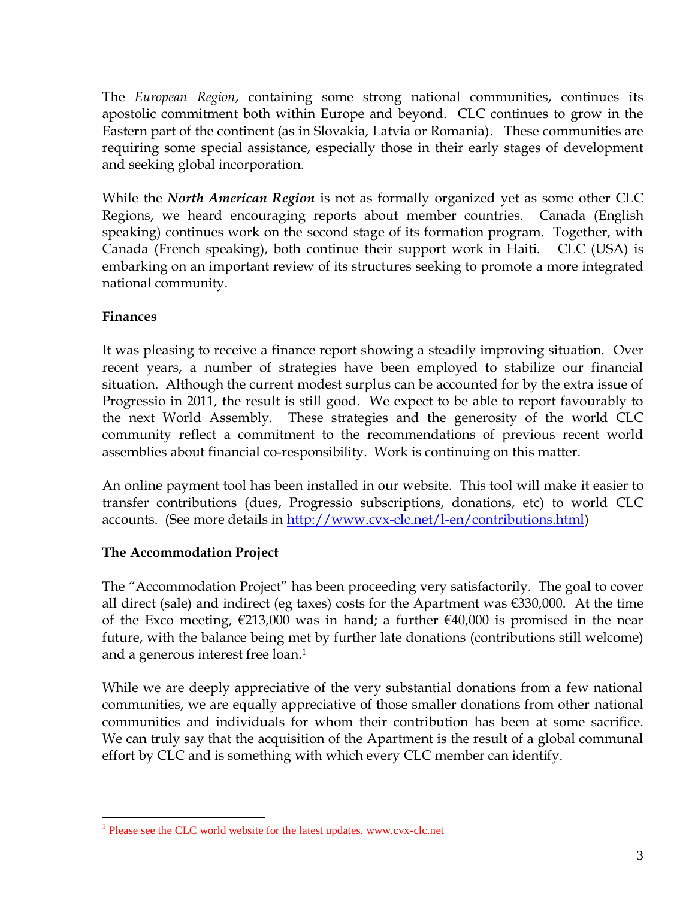The *European Region*, containing some strong national communities, continues its apostolic commitment both within Europe and beyond. CLC continues to grow in the Eastern part of the continent (as in Slovakia, Latvia or Romania). These communities are requiring some special assistance, especially those in their early stages of development and seeking global incorporation.

While the ***North American Region*** is not as formally organized yet as some other CLC Regions, we heard encouraging reports about member countries. Canada (English speaking) continues work on the second stage of its formation program. Together, with Canada (French speaking), both continue their support work in Haiti. CLC (USA) is embarking on an important review of its structures seeking to promote a more integrated national community.

**Finances**

It was pleasing to receive a finance report showing a steadily improving situation. Over recent years, a number of strategies have been employed to stabilize our financial situation. Although the current modest surplus can be accounted for by the extra issue of Progressio in 2011, the result is still good. We expect to be able to report favourably to the next World Assembly. These strategies and the generosity of the world CLC community reflect a commitment to the recommendations of previous recent world assemblies about financial co-responsibility. Work is continuing on this matter.

An online payment tool has been installed in our website. This tool will make it easier to transfer contributions (dues, Progressio subscriptions, donations, etc) to world CLC accounts. (See more details in [http://www.cvx-clc.net/l-en/contributions.html](http://www.cvx-clc.net/l-en/contributions.html))

**The Accommodation Project**

The "Accommodation Project" has been proceeding very satisfactorily. The goal to cover all direct (sale) and indirect (eg taxes) costs for the Apartment was €330,000. At the time of the Exco meeting, €213,000 was in hand; a further €40,000 is promised in the near future, with the balance being met by further late donations (contributions still welcome) and a generous interest free loan.[1]

While we are deeply appreciative of the very substantial donations from a few national communities, we are equally appreciative of those smaller donations from other national communities and individuals for whom their contribution has been at some sacrifice. We can truly say that the acquisition of the Apartment is the result of a global communal effort by CLC and is something with which every CLC member can identify.

---

[1] Please see the CLC world website for the latest updates. www.cvx-clc.net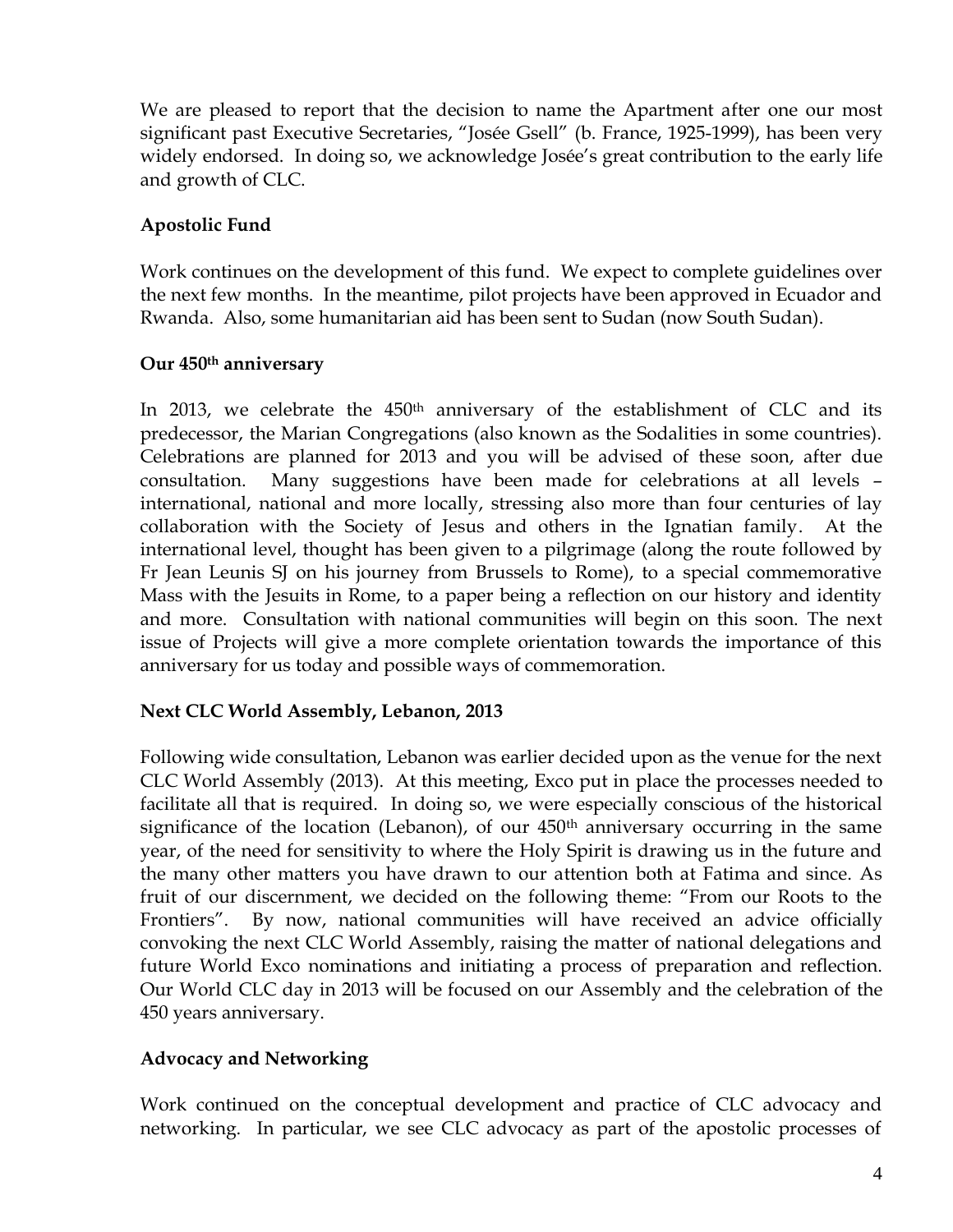We are pleased to report that the decision to name the Apartment after one our most significant past Executive Secretaries, "Josée Gsell" (b. France, 1925-1999), has been very widely endorsed. In doing so, we acknowledge Josée's great contribution to the early life and growth of CLC.

**Apostolic Fund**

Work continues on the development of this fund. We expect to complete guidelines over the next few months. In the meantime, pilot projects have been approved in Ecuador and Rwanda. Also, some humanitarian aid has been sent to Sudan (now South Sudan).

**Our 450th anniversary**

In 2013, we celebrate the 450th anniversary of the establishment of CLC and its predecessor, the Marian Congregations (also known as the Sodalities in some countries). Celebrations are planned for 2013 and you will be advised of these soon, after due consultation. Many suggestions have been made for celebrations at all levels – international, national and more locally, stressing also more than four centuries of lay collaboration with the Society of Jesus and others in the Ignatian family. At the international level, thought has been given to a pilgrimage (along the route followed by Fr Jean Leunis SJ on his journey from Brussels to Rome), to a special commemorative Mass with the Jesuits in Rome, to a paper being a reflection on our history and identity and more. Consultation with national communities will begin on this soon. The next issue of Projects will give a more complete orientation towards the importance of this anniversary for us today and possible ways of commemoration.

**Next CLC World Assembly, Lebanon, 2013**

Following wide consultation, Lebanon was earlier decided upon as the venue for the next CLC World Assembly (2013). At this meeting, Exco put in place the processes needed to facilitate all that is required. In doing so, we were especially conscious of the historical significance of the location (Lebanon), of our 450th anniversary occurring in the same year, of the need for sensitivity to where the Holy Spirit is drawing us in the future and the many other matters you have drawn to our attention both at Fatima and since. As fruit of our discernment, we decided on the following theme: "From our Roots to the Frontiers". By now, national communities will have received an advice officially convoking the next CLC World Assembly, raising the matter of national delegations and future World Exco nominations and initiating a process of preparation and reflection. Our World CLC day in 2013 will be focused on our Assembly and the celebration of the 450 years anniversary.

**Advocacy and Networking**

Work continued on the conceptual development and practice of CLC advocacy and networking. In particular, we see CLC advocacy as part of the apostolic processes of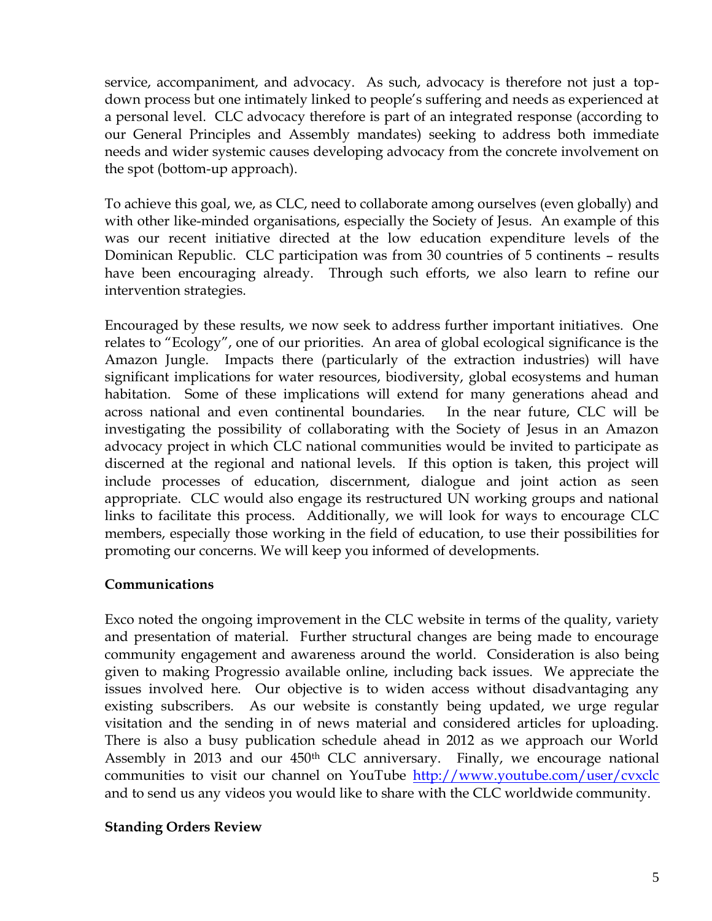service, accompaniment, and advocacy. As such, advocacy is therefore not just a top-down process but one intimately linked to people's suffering and needs as experienced at a personal level. CLC advocacy therefore is part of an integrated response (according to our General Principles and Assembly mandates) seeking to address both immediate needs and wider systemic causes developing advocacy from the concrete involvement on the spot (bottom-up approach).

To achieve this goal, we, as CLC, need to collaborate among ourselves (even globally) and with other like-minded organisations, especially the Society of Jesus. An example of this was our recent initiative directed at the low education expenditure levels of the Dominican Republic. CLC participation was from 30 countries of 5 continents – results have been encouraging already. Through such efforts, we also learn to refine our intervention strategies.

Encouraged by these results, we now seek to address further important initiatives. One relates to "Ecology", one of our priorities. An area of global ecological significance is the Amazon Jungle. Impacts there (particularly of the extraction industries) will have significant implications for water resources, biodiversity, global ecosystems and human habitation. Some of these implications will extend for many generations ahead and across national and even continental boundaries. In the near future, CLC will be investigating the possibility of collaborating with the Society of Jesus in an Amazon advocacy project in which CLC national communities would be invited to participate as discerned at the regional and national levels. If this option is taken, this project will include processes of education, discernment, dialogue and joint action as seen appropriate. CLC would also engage its restructured UN working groups and national links to facilitate this process. Additionally, we will look for ways to encourage CLC members, especially those working in the field of education, to use their possibilities for promoting our concerns. We will keep you informed of developments.

**Communications**

Exco noted the ongoing improvement in the CLC website in terms of the quality, variety and presentation of material. Further structural changes are being made to encourage community engagement and awareness around the world. Consideration is also being given to making Progressio available online, including back issues. We appreciate the issues involved here. Our objective is to widen access without disadvantaging any existing subscribers. As our website is constantly being updated, we urge regular visitation and the sending in of news material and considered articles for uploading. There is also a busy publication schedule ahead in 2012 as we approach our World Assembly in 2013 and our 450th CLC anniversary. Finally, we encourage national communities to visit our channel on YouTube http://www.youtube.com/user/cvxclc and to send us any videos you would like to share with the CLC worldwide community.

**Standing Orders Review**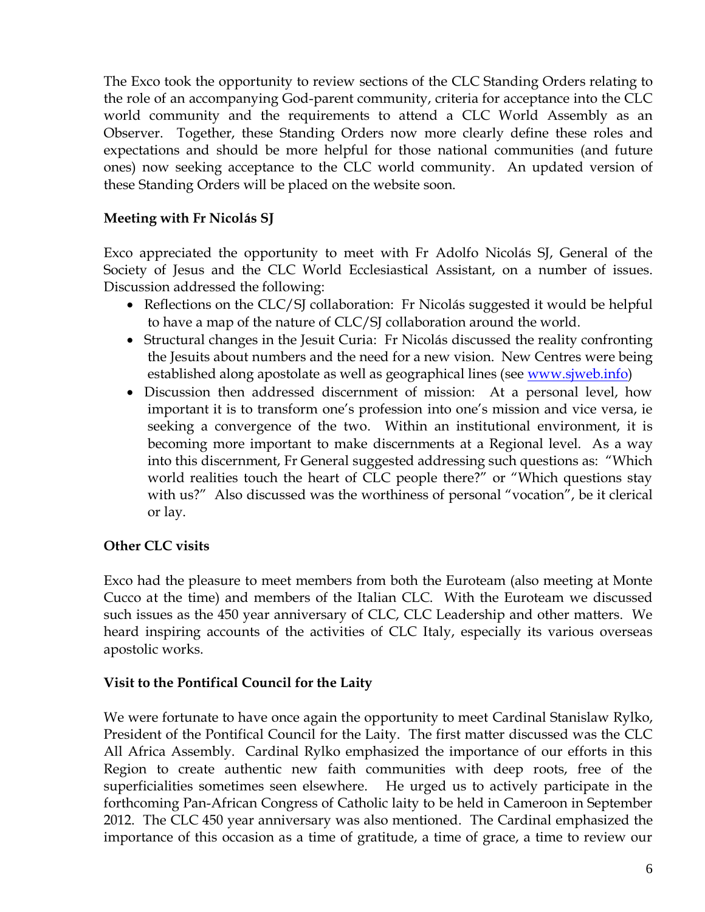The Exco took the opportunity to review sections of the CLC Standing Orders relating to the role of an accompanying God-parent community, criteria for acceptance into the CLC world community and the requirements to attend a CLC World Assembly as an Observer. Together, these Standing Orders now more clearly define these roles and expectations and should be more helpful for those national communities (and future ones) now seeking acceptance to the CLC world community. An updated version of these Standing Orders will be placed on the website soon.

**Meeting with Fr Nicolás SJ**

Exco appreciated the opportunity to meet with Fr Adolfo Nicolás SJ, General of the Society of Jesus and the CLC World Ecclesiastical Assistant, on a number of issues. Discussion addressed the following:

- Reflections on the CLC/SJ collaboration: Fr Nicolás suggested it would be helpful to have a map of the nature of CLC/SJ collaboration around the world.
- Structural changes in the Jesuit Curia: Fr Nicolás discussed the reality confronting the Jesuits about numbers and the need for a new vision. New Centres were being established along apostolate as well as geographical lines (see [www.sjweb.info](http://www.sjweb.info))
- Discussion then addressed discernment of mission: At a personal level, how important it is to transform one's profession into one's mission and vice versa, ie seeking a convergence of the two. Within an institutional environment, it is becoming more important to make discernments at a Regional level. As a way into this discernment, Fr General suggested addressing such questions as: "Which world realities touch the heart of CLC people there?" or "Which questions stay with us?" Also discussed was the worthiness of personal "vocation", be it clerical or lay.

**Other CLC visits**

Exco had the pleasure to meet members from both the Euroteam (also meeting at Monte Cucco at the time) and members of the Italian CLC. With the Euroteam we discussed such issues as the 450 year anniversary of CLC, CLC Leadership and other matters. We heard inspiring accounts of the activities of CLC Italy, especially its various overseas apostolic works.

**Visit to the Pontifical Council for the Laity**

We were fortunate to have once again the opportunity to meet Cardinal Stanislaw Rylko, President of the Pontifical Council for the Laity. The first matter discussed was the CLC All Africa Assembly. Cardinal Rylko emphasized the importance of our efforts in this Region to create authentic new faith communities with deep roots, free of the superficialities sometimes seen elsewhere. He urged us to actively participate in the forthcoming Pan-African Congress of Catholic laity to be held in Cameroon in September 2012. The CLC 450 year anniversary was also mentioned. The Cardinal emphasized the importance of this occasion as a time of gratitude, a time of grace, a time to review our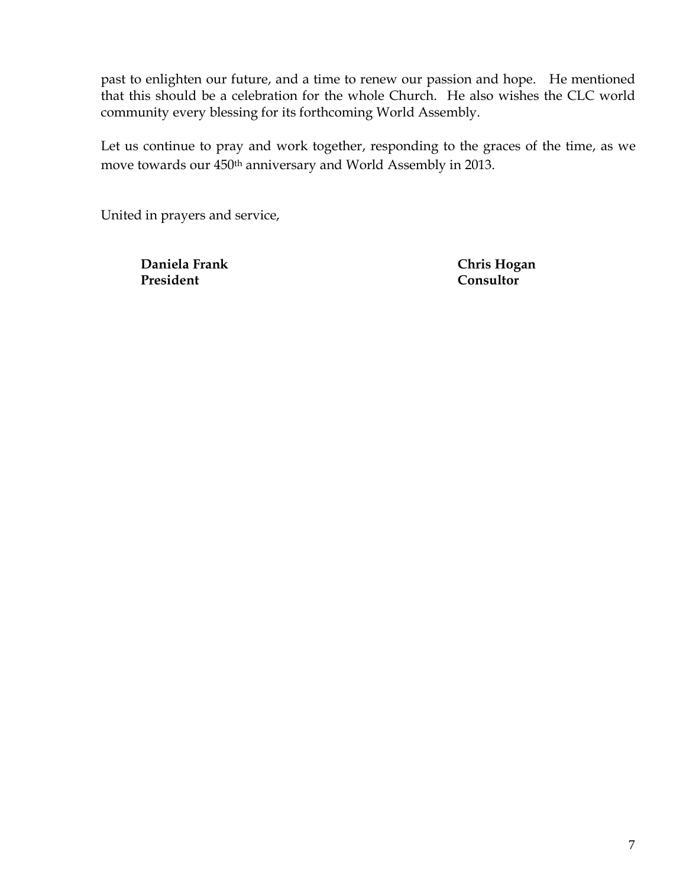past to enlighten our future, and a time to renew our passion and hope. He mentioned that this should be a celebration for the whole Church. He also wishes the CLC world community every blessing for its forthcoming World Assembly.

Let us continue to pray and work together, responding to the graces of the time, as we move towards our 450th anniversary and World Assembly in 2013.

United in prayers and service,

**Daniela Frank**
**President**

**Chris Hogan**
**Consultor**